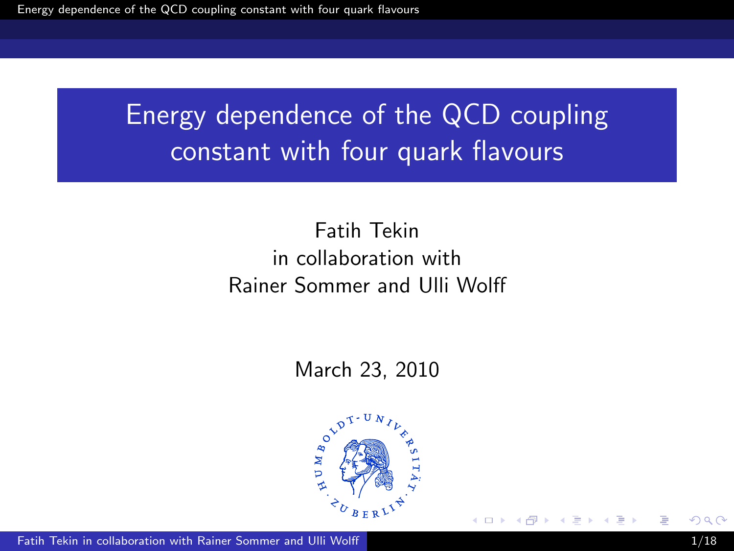# Energy dependence of the QCD coupling constant with four quark flavours

Fatih Tekin
in collaboration with
Rainer Sommer and Ulli Wolff

March 23, 2010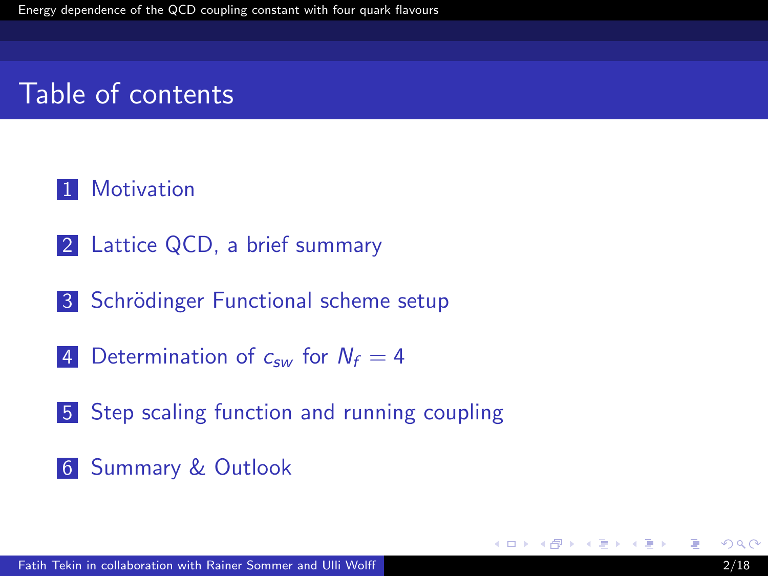# Table of contents

1. Motivation
2. Lattice QCD, a brief summary
3. Schrödinger Functional scheme setup
4. Determination of $c_{sw}$ for $N_f = 4$
5. Step scaling function and running coupling
6. Summary & Outlook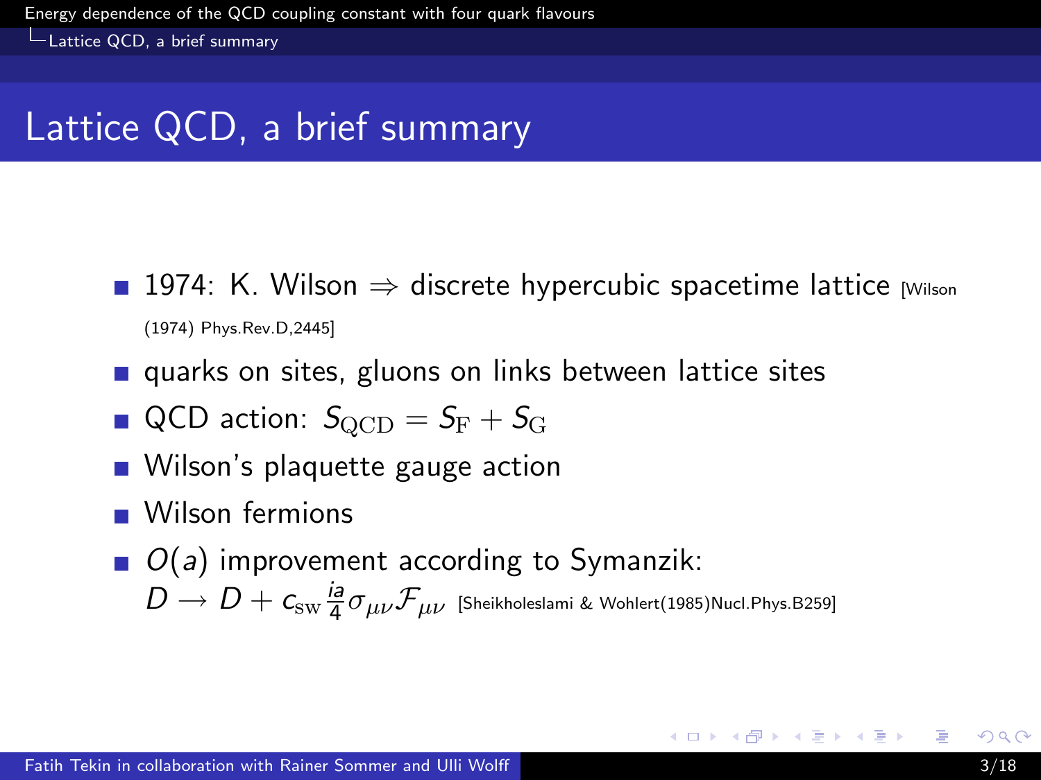# Lattice QCD, a brief summary

- 1974: K. Wilson $\Rightarrow$ discrete hypercubic spacetime lattice [Wilson (1974) Phys.Rev.D,2445]
- quarks on sites, gluons on links between lattice sites
- QCD action: $S_{\mathrm{QCD}} = S_{\mathrm{F}} + S_{\mathrm{G}}$
- Wilson's plaquette gauge action
- Wilson fermions
- $O(a)$ improvement according to Symanzik: $D \rightarrow D + c_{\mathrm{sw}} \frac{ia}{4} \sigma_{\mu\nu} \mathcal{F}_{\mu\nu}$ [Sheikholeslami & Wohlert(1985)Nucl.Phys.B259]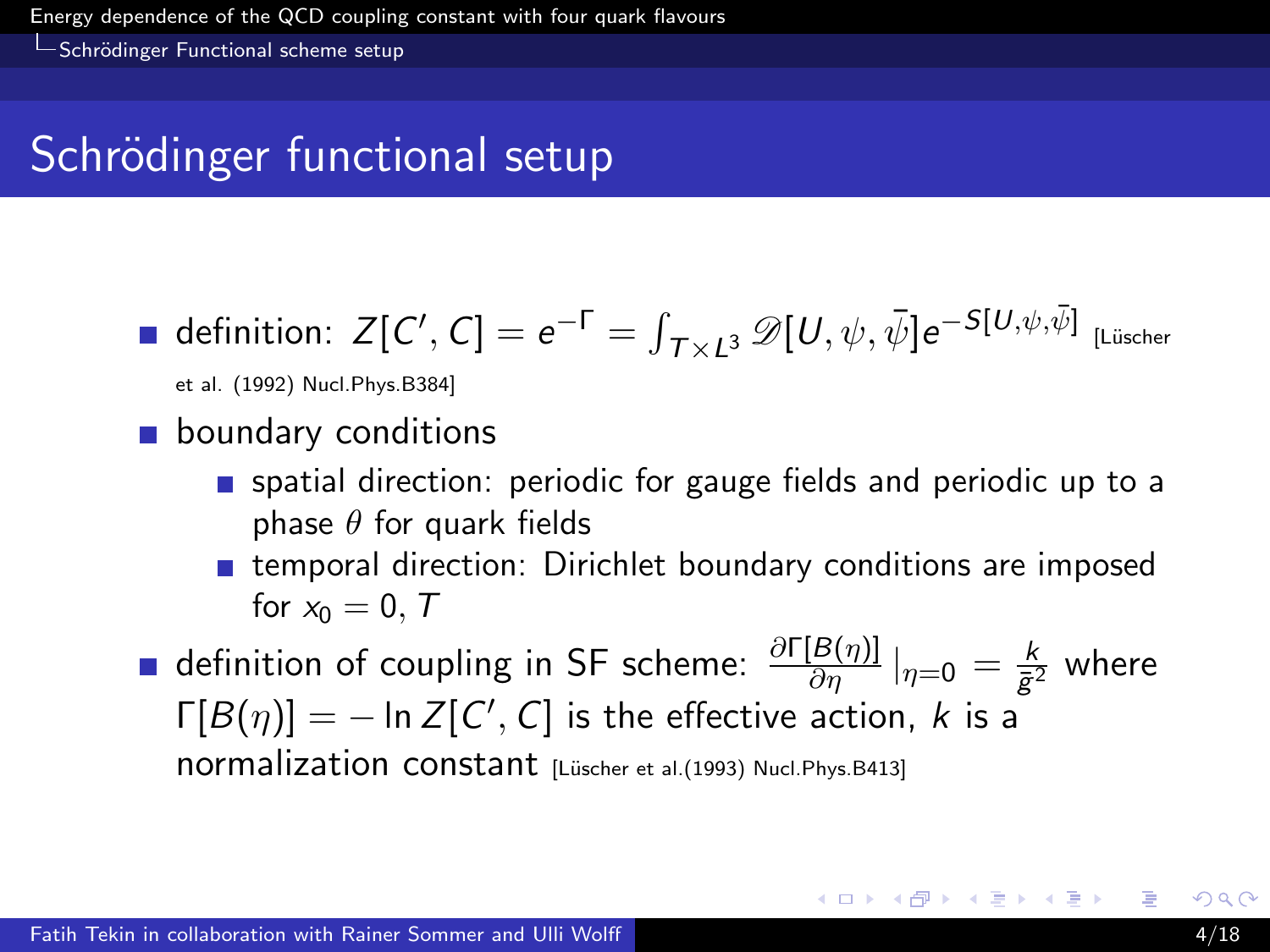# Schrödinger functional setup

- definition: $Z[C', C] = e^{-\Gamma} = \int_{T \times L^3} \mathscr{D}[U, \psi, \bar{\psi}] e^{-S[U,\psi,\bar{\psi}]}$ [Lüscher et al. (1992) Nucl.Phys.B384]
- boundary conditions
  - spatial direction: periodic for gauge fields and periodic up to a phase $\theta$ for quark fields
  - temporal direction: Dirichlet boundary conditions are imposed for $x_0 = 0, T$
- definition of coupling in SF scheme: $\frac{\partial \Gamma[B(\eta)]}{\partial \eta} \big|_{\eta=0} = \frac{k}{\bar{g}^2}$ where $\Gamma[B(\eta)] = -\ln Z[C', C]$ is the effective action, $k$ is a normalization constant [Lüscher et al.(1993) Nucl.Phys.B413]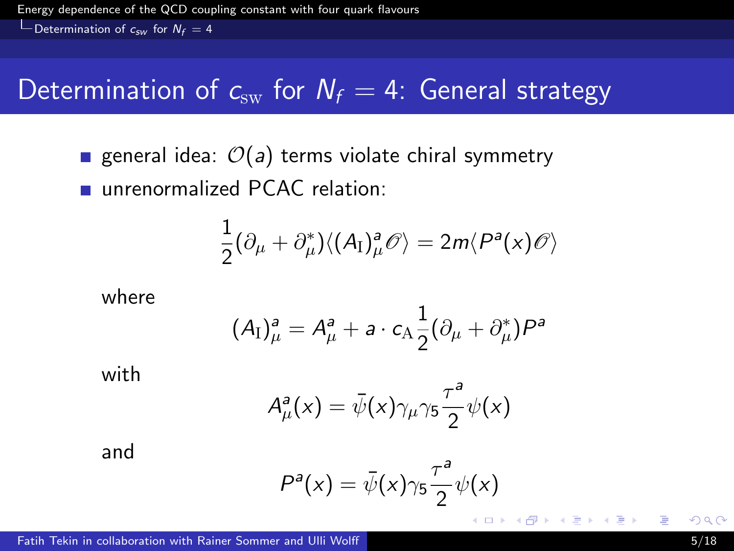# Determination of $c_{\rm sw}$ for $N_f = 4$: General strategy

- general idea: $\mathcal{O}(a)$ terms violate chiral symmetry
- unrenormalized PCAC relation:

$$\frac{1}{2}(\partial_\mu + \partial_\mu^*)\langle (A_{\rm I})_\mu^a \mathscr{O}\rangle = 2m\langle P^a(x)\mathscr{O}\rangle$$

  where

$$(A_{\rm I})_\mu^a = A_\mu^a + a \cdot c_{\rm A}\frac{1}{2}(\partial_\mu + \partial_\mu^*)P^a$$

  with

$$A_\mu^a(x) = \bar{\psi}(x)\gamma_\mu\gamma_5\frac{\tau^a}{2}\psi(x)$$

  and

$$P^a(x) = \bar{\psi}(x)\gamma_5\frac{\tau^a}{2}\psi(x)$$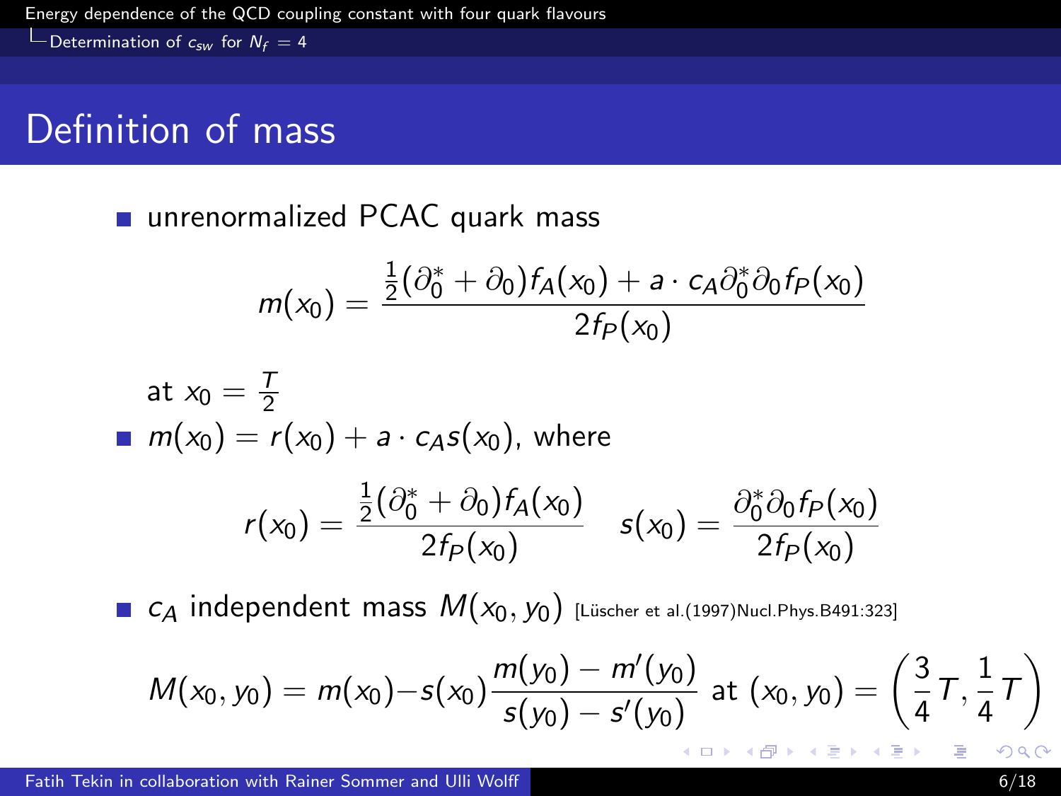# Definition of mass

- unrenormalized PCAC quark mass

$$m(x_0) = \frac{\frac{1}{2}(\partial_0^* + \partial_0) f_A(x_0) + a \cdot c_A \partial_0^* \partial_0 f_P(x_0)}{2 f_P(x_0)}$$

  at $x_0 = \frac{T}{2}$

- $m(x_0) = r(x_0) + a \cdot c_A s(x_0)$, where

$$r(x_0) = \frac{\frac{1}{2}(\partial_0^* + \partial_0) f_A(x_0)}{2 f_P(x_0)} \quad s(x_0) = \frac{\partial_0^* \partial_0 f_P(x_0)}{2 f_P(x_0)}$$

- $c_A$ independent mass $M(x_0, y_0)$ [Lüscher et al.(1997)Nucl.Phys.B491:323]

$$M(x_0, y_0) = m(x_0) - s(x_0) \frac{m(y_0) - m'(y_0)}{s(y_0) - s'(y_0)} \text{ at } (x_0, y_0) = \left( \frac{3}{4} T, \frac{1}{4} T \right)$$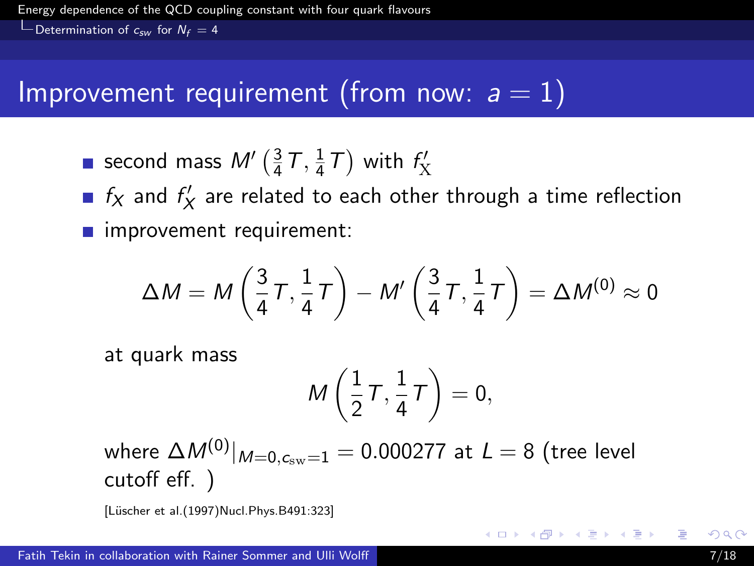# Improvement requirement (from now: $a = 1$)

- second mass $M'\left(\frac{3}{4}T, \frac{1}{4}T\right)$ with $f'_{\mathrm{X}}$
- $f_X$ and $f'_X$ are related to each other through a time reflection
- improvement requirement:

$$\Delta M = M\left(\frac{3}{4}T, \frac{1}{4}T\right) - M'\left(\frac{3}{4}T, \frac{1}{4}T\right) = \Delta M^{(0)} \approx 0$$

at quark mass

$$M\left(\frac{1}{2}T, \frac{1}{4}T\right) = 0,$$

where $\Delta M^{(0)}|_{M=0, c_{\mathrm{sw}}=1} = 0.000277$ at $L = 8$ (tree level cutoff eff. )

[Lüscher et al.(1997)Nucl.Phys.B491:323]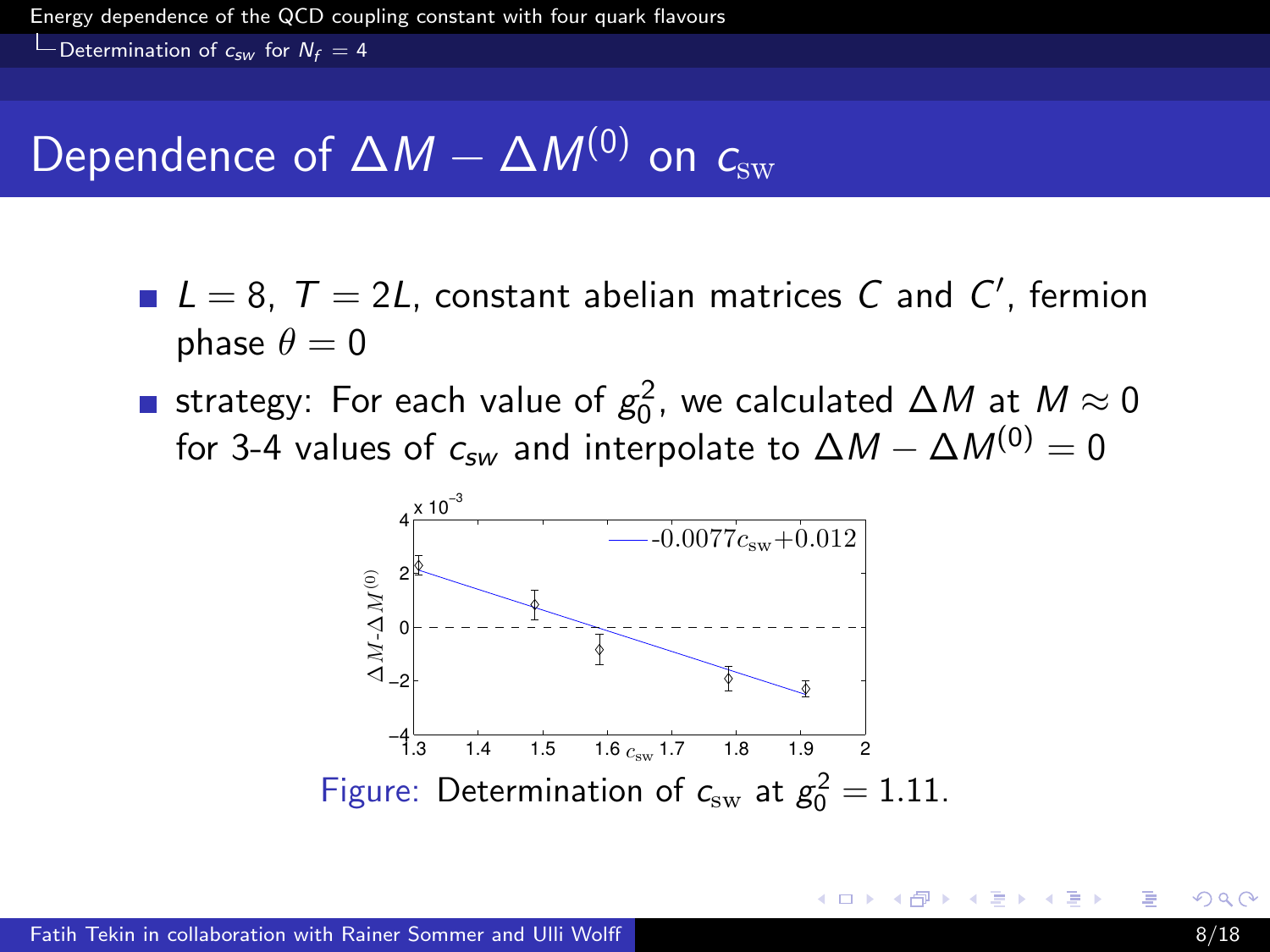# Dependence of $\Delta M - \Delta M^{(0)}$ on $c_{\rm sw}$

- $L = 8$, $T = 2L$, constant abelian matrices $C$ and $C'$, fermion phase $\theta = 0$
- strategy: For each value of $g_0^2$, we calculated $\Delta M$ at $M \approx 0$ for 3-4 values of $c_{sw}$ and interpolate to $\Delta M - \Delta M^{(0)} = 0$

Figure: Determination of $c_{\rm sw}$ at $g_0^2 = 1.11$.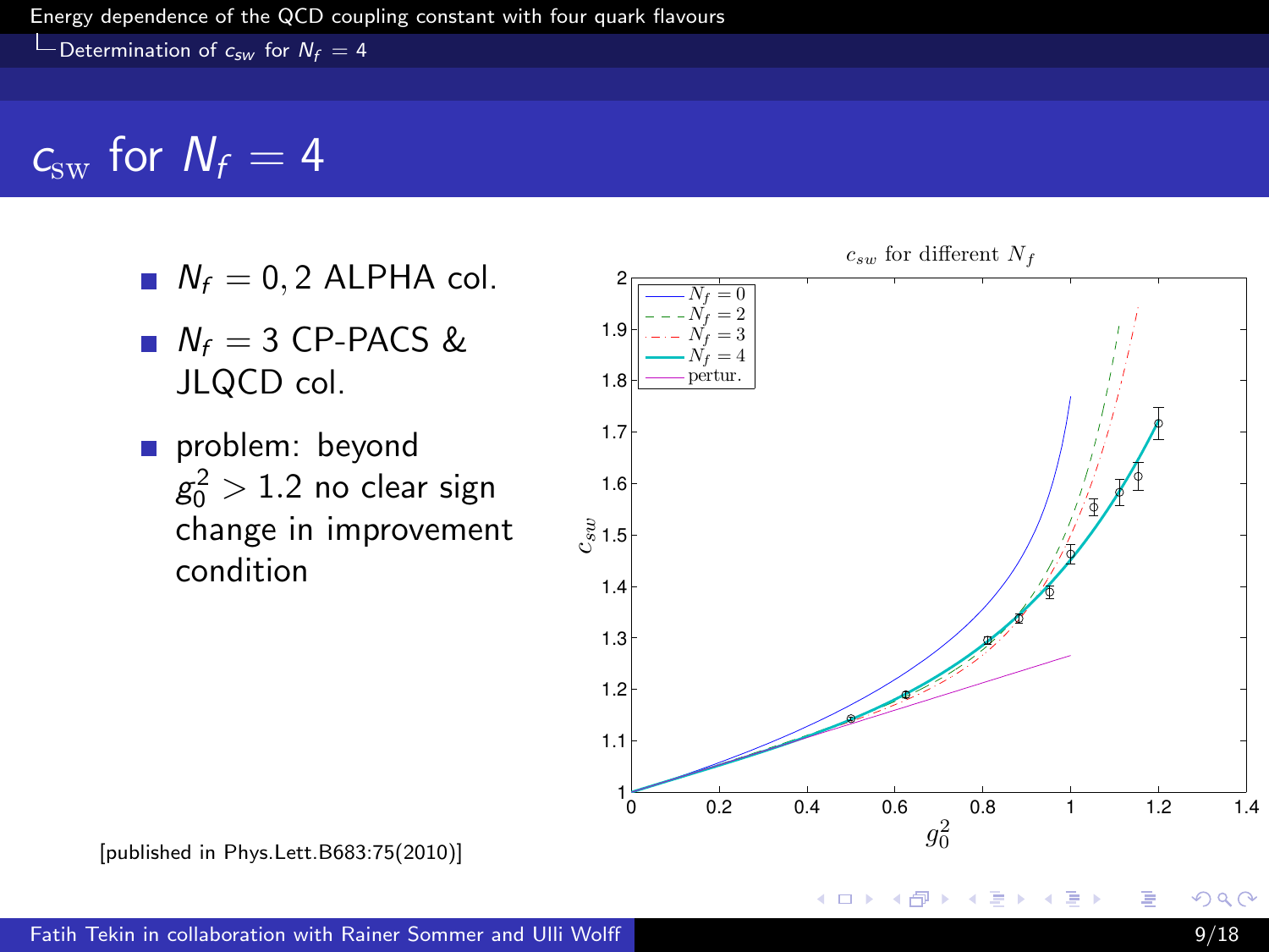# $c_{\mathrm{SW}}$ for $N_f = 4$

- $N_f = 0, 2$ ALPHA col.
- $N_f = 3$ CP-PACS & JLQCD col.
- problem: beyond $g_0^2 > 1.2$ no clear sign change in improvement condition

[published in Phys.Lett.B683:75(2010)]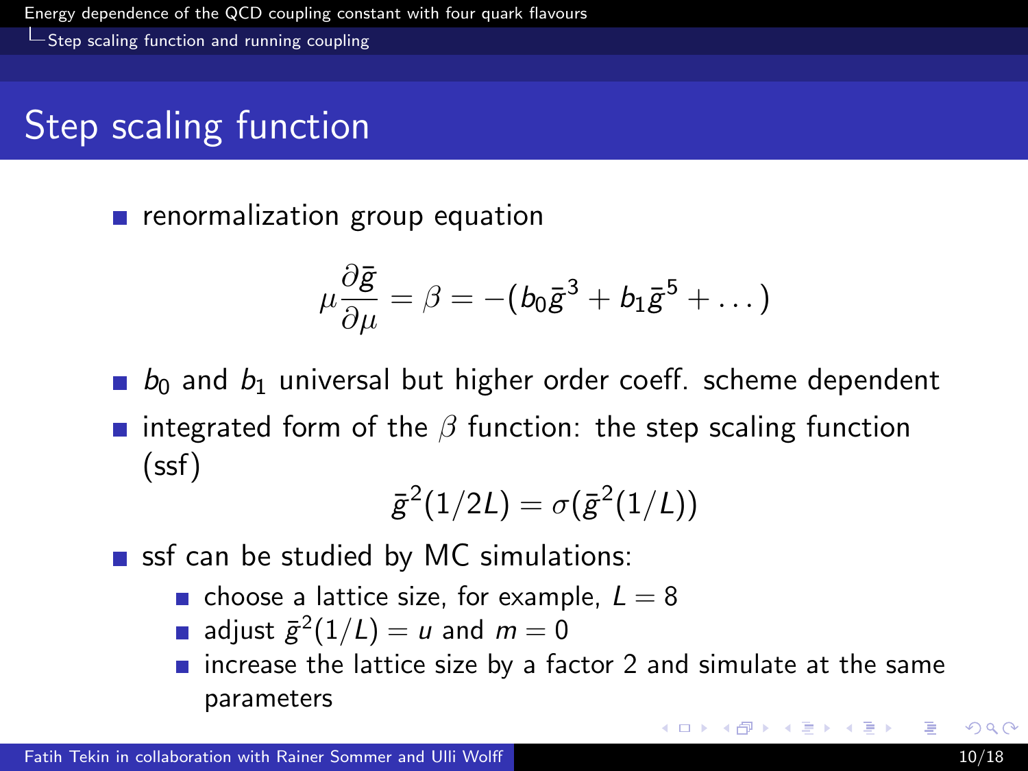# Step scaling function

- renormalization group equation

$$\mu \frac{\partial \bar{g}}{\partial \mu} = \beta = -(b_0 \bar{g}^3 + b_1 \bar{g}^5 + \dots)$$

- $b_0$ and $b_1$ universal but higher order coeff. scheme dependent
- integrated form of the $\beta$ function: the step scaling function (ssf)

$$\bar{g}^2(1/2L) = \sigma(\bar{g}^2(1/L))$$

- ssf can be studied by MC simulations:
  - choose a lattice size, for example, $L = 8$
  - adjust $\bar{g}^2(1/L) = u$ and $m = 0$
  - increase the lattice size by a factor 2 and simulate at the same parameters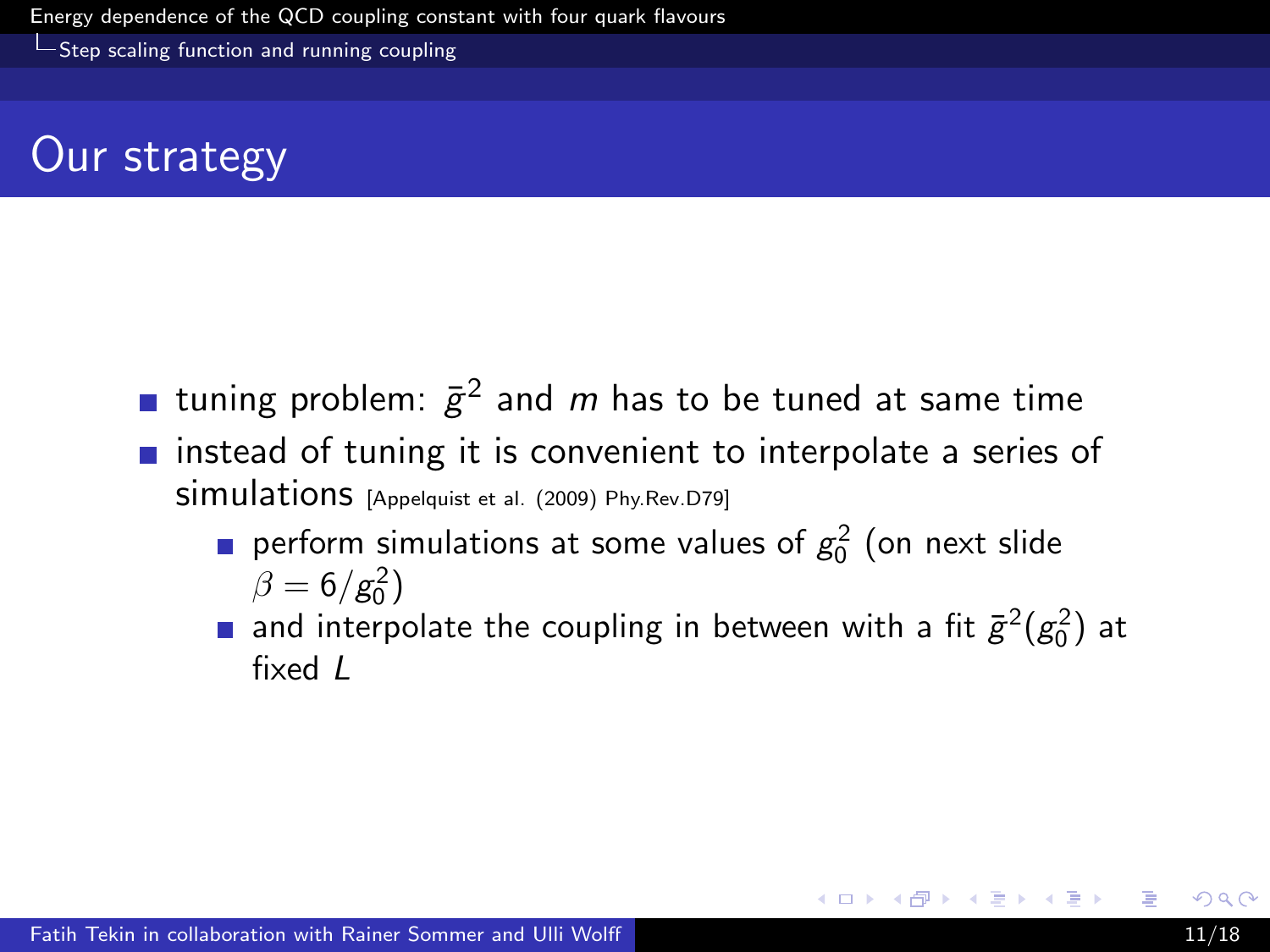# Our strategy

- tuning problem: $\bar{g}^2$ and $m$ has to be tuned at same time
- instead of tuning it is convenient to interpolate a series of simulations [Appelquist et al. (2009) Phy.Rev.D79]
  - perform simulations at some values of $g_0^2$ (on next slide $\beta = 6/g_0^2$)
  - and interpolate the coupling in between with a fit $\bar{g}^2(g_0^2)$ at fixed $L$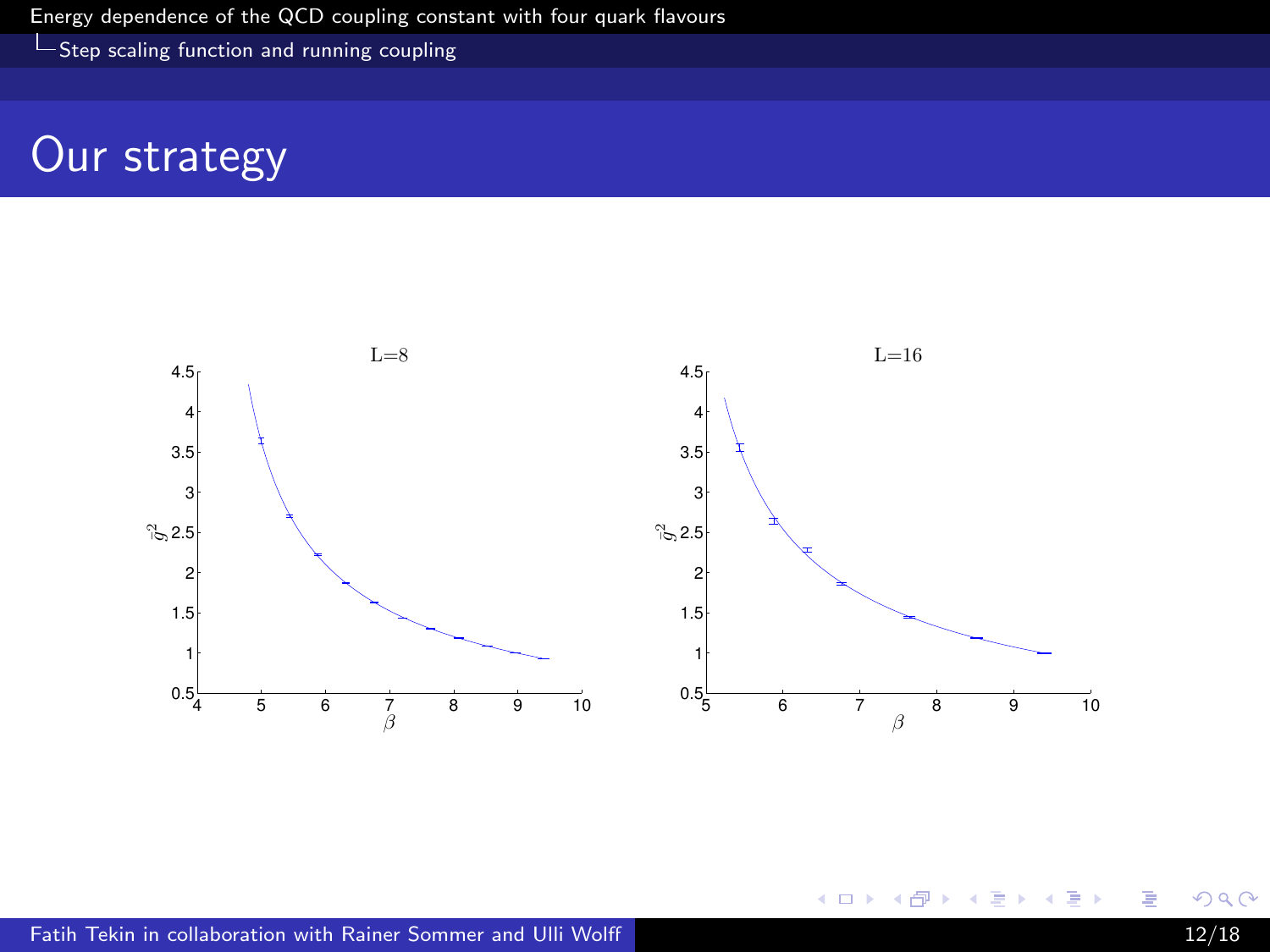# Our strategy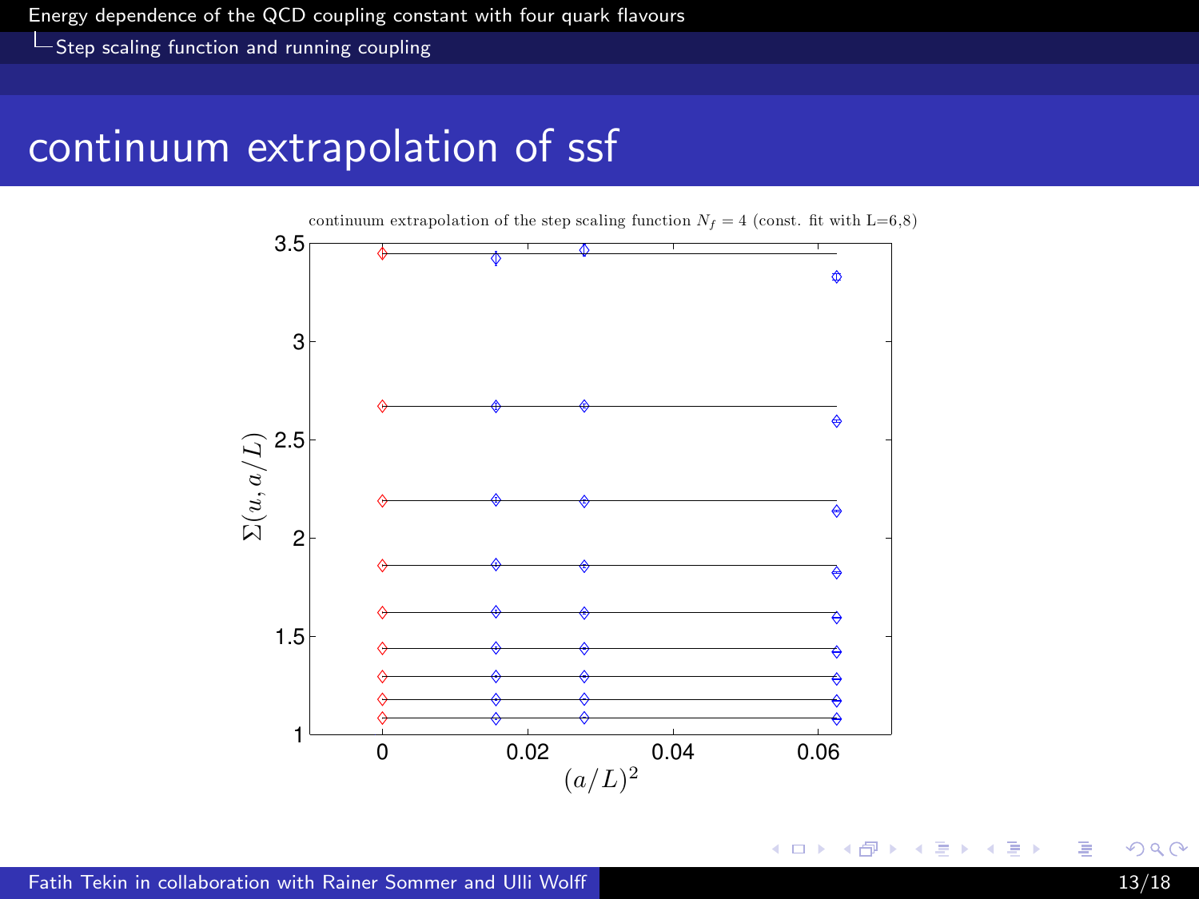# continuum extrapolation of ssf

continuum extrapolation of the step scaling function $N_f = 4$ (const. fit with L=6,8)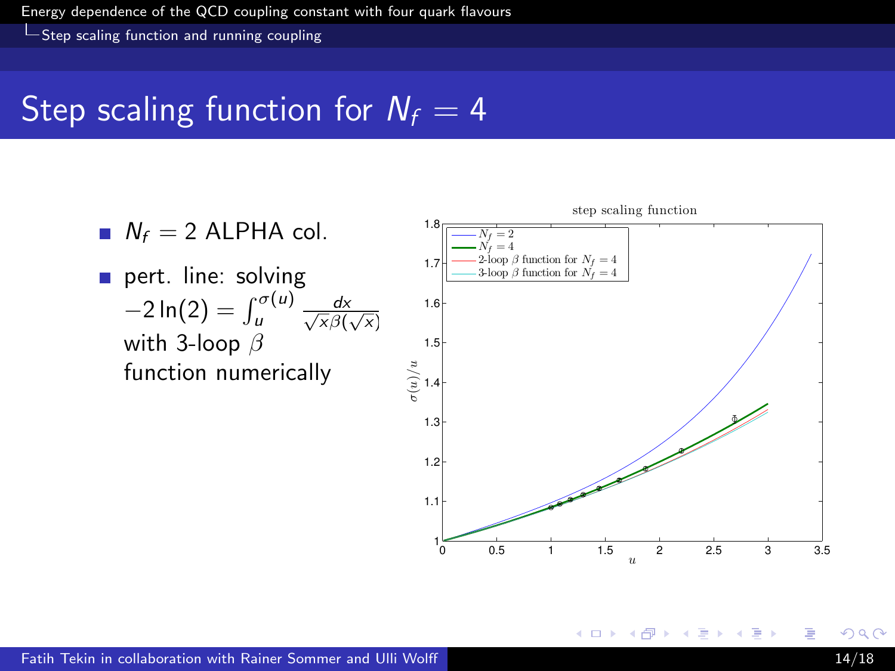# Step scaling function for $N_f = 4$

- $N_f = 2$ ALPHA col.
- pert. line: solving $-2\ln(2) = \int_u^{\sigma(u)} \frac{dx}{\sqrt{x}\beta(\sqrt{x})}$ with 3-loop $\beta$ function numerically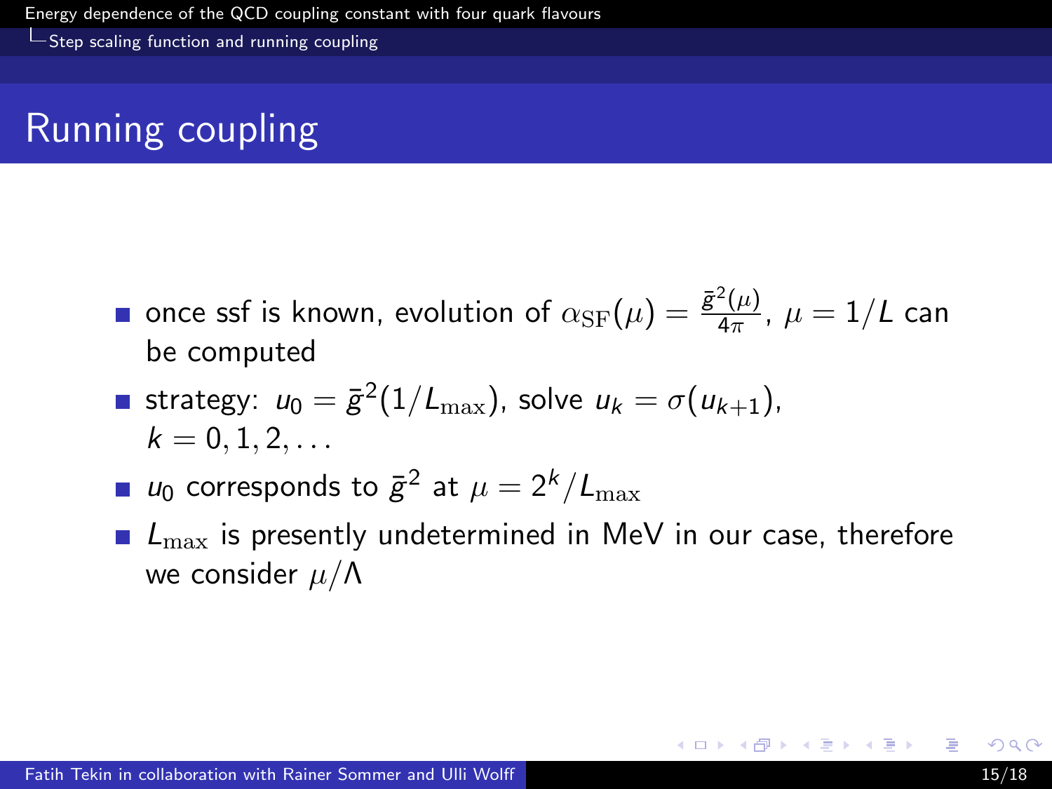# Running coupling

- once ssf is known, evolution of $\alpha_{\rm SF}(\mu) = \frac{\bar{g}^2(\mu)}{4\pi}$, $\mu = 1/L$ can be computed
- strategy: $u_0 = \bar{g}^2(1/L_{\rm max})$, solve $u_k = \sigma(u_{k+1})$, $k = 0, 1, 2, \ldots$
- $u_0$ corresponds to $\bar{g}^2$ at $\mu = 2^k/L_{\rm max}$
- $L_{\rm max}$ is presently undetermined in MeV in our case, therefore we consider $\mu/\Lambda$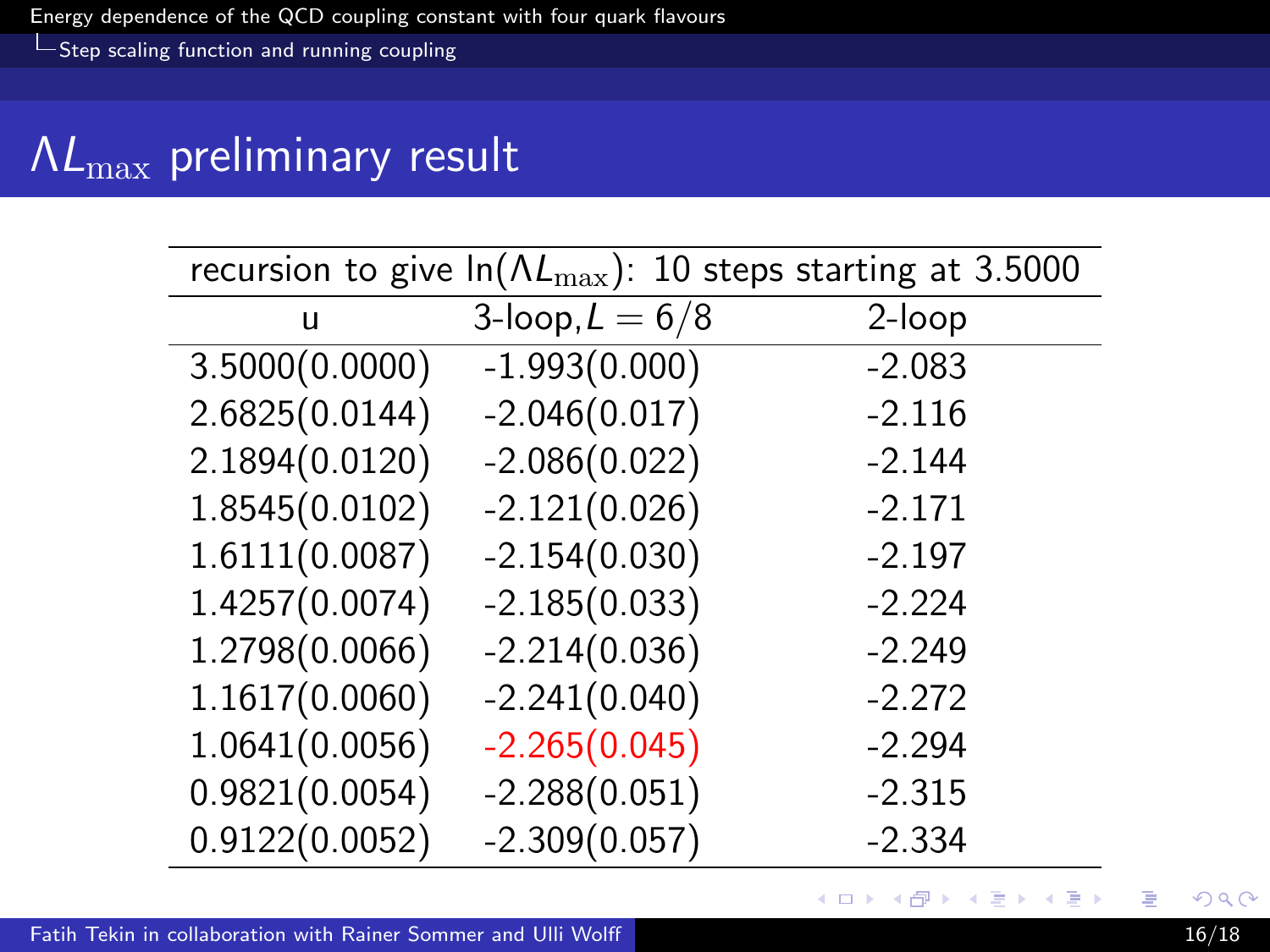# $\Lambda L_{\rm max}$ preliminary result

| recursion to give $\ln(\Lambda L_{\rm max})$: 10 steps starting at 3.5000 | | |
|---|---|---|
| u | 3-loop, $L = 6/8$ | 2-loop |
| 3.5000(0.0000) | -1.993(0.000) | -2.083 |
| 2.6825(0.0144) | -2.046(0.017) | -2.116 |
| 2.1894(0.0120) | -2.086(0.022) | -2.144 |
| 1.8545(0.0102) | -2.121(0.026) | -2.171 |
| 1.6111(0.0087) | -2.154(0.030) | -2.197 |
| 1.4257(0.0074) | -2.185(0.033) | -2.224 |
| 1.2798(0.0066) | -2.214(0.036) | -2.249 |
| 1.1617(0.0060) | -2.241(0.040) | -2.272 |
| 1.0641(0.0056) | -2.265(0.045) | -2.294 |
| 0.9821(0.0054) | -2.288(0.051) | -2.315 |
| 0.9122(0.0052) | -2.309(0.057) | -2.334 |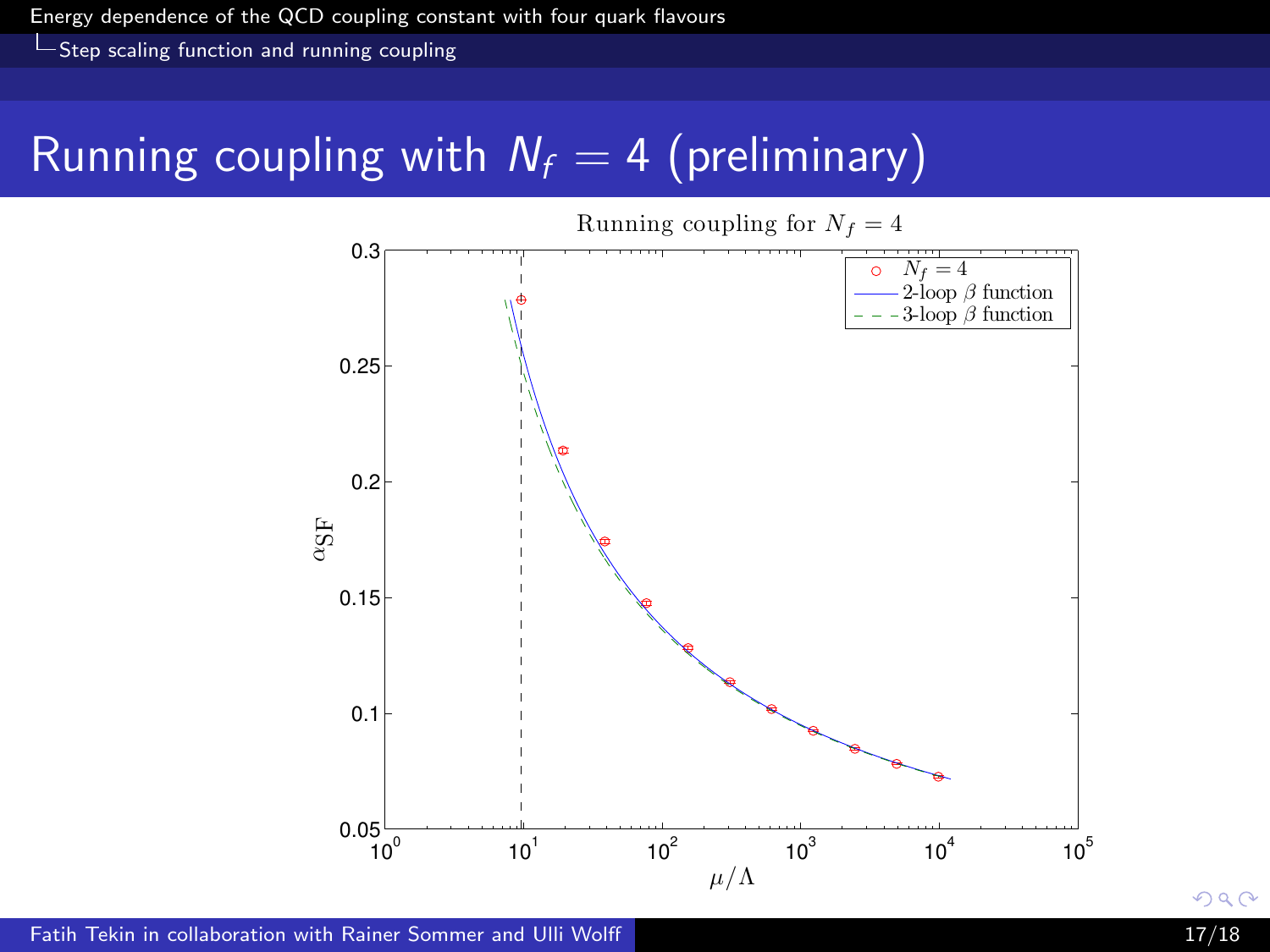# Running coupling with $N_f = 4$ (preliminary)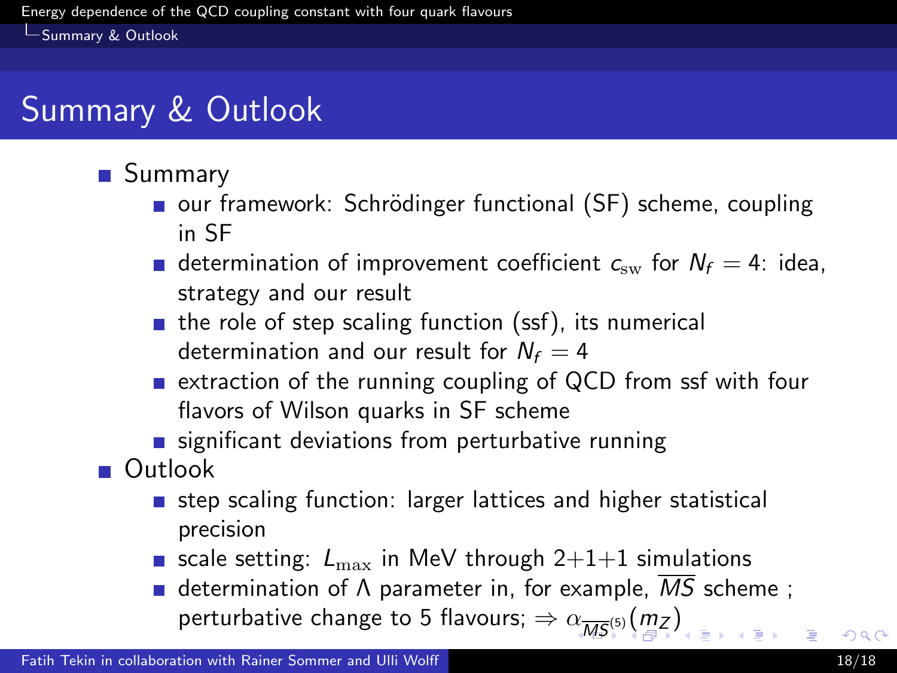# Summary & Outlook

- Summary
  - our framework: Schrödinger functional (SF) scheme, coupling in SF
  - determination of improvement coefficient $c_{\mathrm{sw}}$ for $N_f = 4$: idea, strategy and our result
  - the role of step scaling function (ssf), its numerical determination and our result for $N_f = 4$
  - extraction of the running coupling of QCD from ssf with four flavors of Wilson quarks in SF scheme
  - significant deviations from perturbative running
- Outlook
  - step scaling function: larger lattices and higher statistical precision
  - scale setting: $L_{\mathrm{max}}$ in MeV through 2+1+1 simulations
  - determination of $\Lambda$ parameter in, for example, $\overline{MS}$ scheme ; perturbative change to 5 flavours; $\Rightarrow \alpha_{\overline{MS}^{(5)}}(m_Z)$